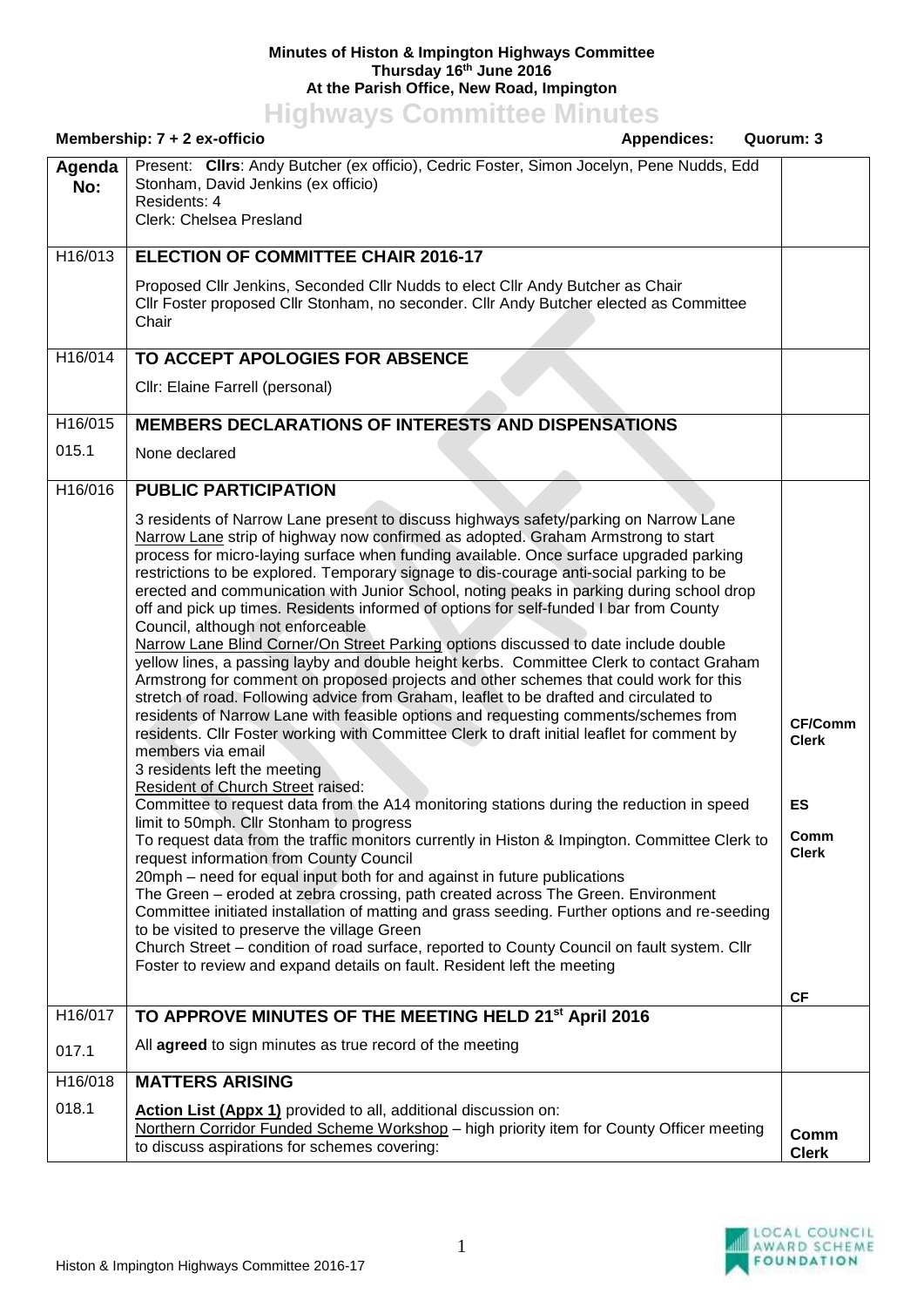**Minutes of Histon & Impington Highways Committee**
**Thursday 16th June 2016**
**At the Parish Office, New Road, Impington**

# Highways Committee Minutes

**Membership: 7 + 2 ex-officio** **Appendices:** **Quorum: 3**

| **Agenda No:** | Present: **Cllrs**: Andy Butcher (ex officio), Cedric Foster, Simon Jocelyn, Pene Nudds, Edd Stonham, David Jenkins (ex officio)<br>Residents: 4<br>Clerk: Chelsea Presland | |
|---|---|---|
| H16/013 | **ELECTION OF COMMITTEE CHAIR 2016-17** | |
| | Proposed Cllr Jenkins, Seconded Cllr Nudds to elect Cllr Andy Butcher as Chair<br>Cllr Foster proposed Cllr Stonham, no seconder. Cllr Andy Butcher elected as Committee Chair | |
| H16/014 | **TO ACCEPT APOLOGIES FOR ABSENCE** | |
| | Cllr: Elaine Farrell (personal) | |
| H16/015 | **MEMBERS DECLARATIONS OF INTERESTS AND DISPENSATIONS** | |
| 015.1 | None declared | |
| H16/016 | **PUBLIC PARTICIPATION** | |
| | 3 residents of Narrow Lane present to discuss highways safety/parking on Narrow Lane<br><u>Narrow Lane</u> strip of highway now confirmed as adopted. Graham Armstrong to start process for micro-laying surface when funding available. Once surface upgraded parking restrictions to be explored. Temporary signage to dis-courage anti-social parking to be erected and communication with Junior School, noting peaks in parking during school drop off and pick up times. Residents informed of options for self-funded I bar from County Council, although not enforceable<br><u>Narrow Lane Blind Corner/On Street Parking</u> options discussed to date include double yellow lines, a passing layby and double height kerbs. Committee Clerk to contact Graham Armstrong for comment on proposed projects and other schemes that could work for this stretch of road. Following advice from Graham, leaflet to be drafted and circulated to residents of Narrow Lane with feasible options and requesting comments/schemes from residents. Cllr Foster working with Committee Clerk to draft initial leaflet for comment by members via email | **CF/Comm Clerk** |
| | 3 residents left the meeting<br><u>Resident of Church Street</u> raised:<br>Committee to request data from the A14 monitoring stations during the reduction in speed limit to 50mph. Cllr Stonham to progress | **ES** |
| | To request data from the traffic monitors currently in Histon & Impington. Committee Clerk to request information from County Council | **Comm Clerk** |
| | 20mph – need for equal input both for and against in future publications<br>The Green – eroded at zebra crossing, path created across The Green. Environment Committee initiated installation of matting and grass seeding. Further options and re-seeding to be visited to preserve the village Green<br>Church Street – condition of road surface, reported to County Council on fault system. Cllr Foster to review and expand details on fault. Resident left the meeting | **CF** |
| H16/017 | **TO APPROVE MINUTES OF THE MEETING HELD 21st April 2016** | |
| 017.1 | All **agreed** to sign minutes as true record of the meeting | |
| H16/018 | **MATTERS ARISING** | |
| 018.1 | **<u>Action List (Appx 1)</u>** provided to all, additional discussion on:<br><u>Northern Corridor Funded Scheme Workshop</u> – high priority item for County Officer meeting to discuss aspirations for schemes covering: | **Comm Clerk** |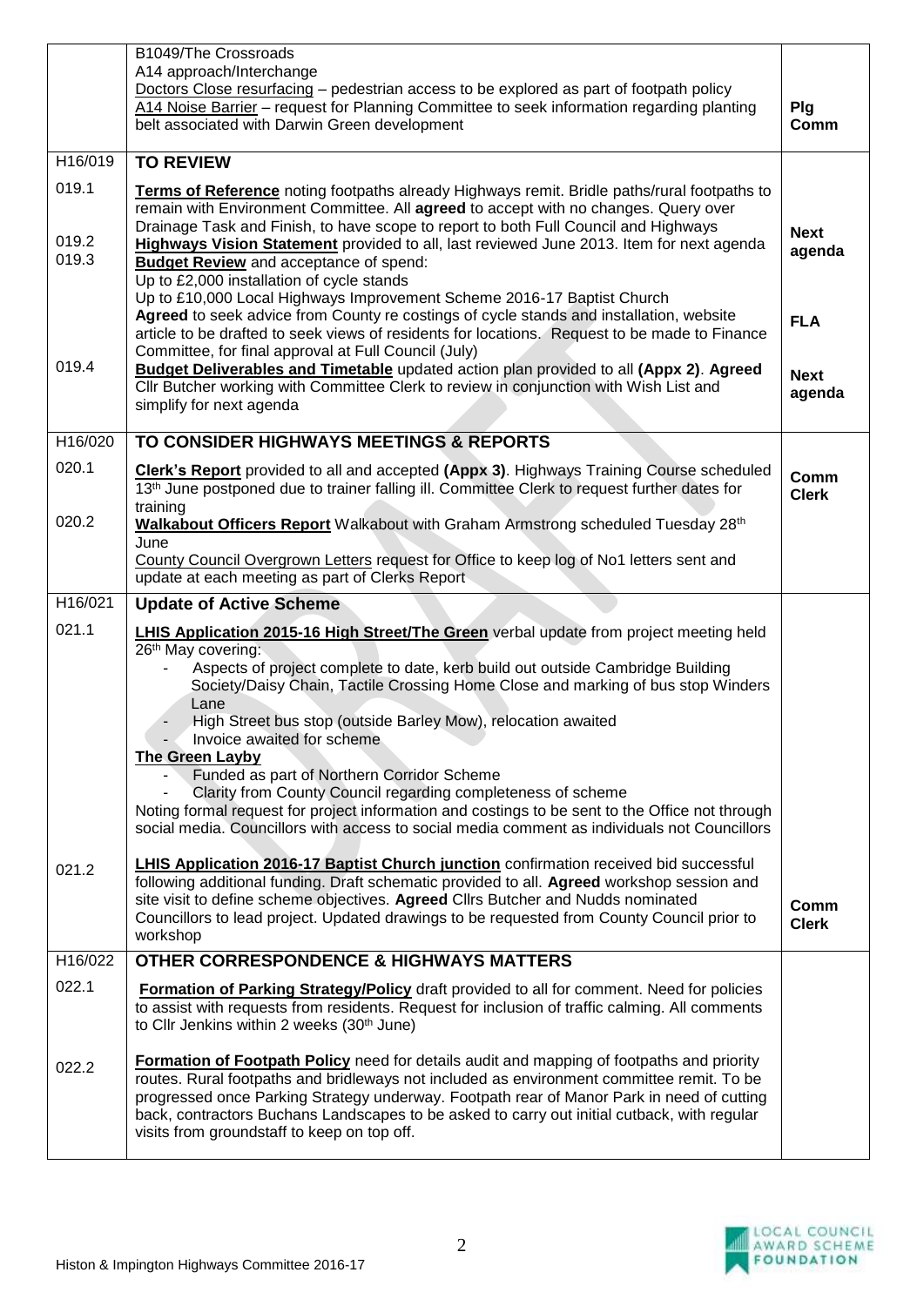| | | |
|---|---|---|
| | B1049/The Crossroads<br>A14 approach/Interchange<br><u>Doctors Close resurfacing</u> – pedestrian access to be explored as part of footpath policy<br><u>A14 Noise Barrier</u> – request for Planning Committee to seek information regarding planting belt associated with Darwin Green development | Plg Comm |
| H16/019 | **TO REVIEW** | |
| 019.1<br><br>019.2<br>019.3<br><br><br><br><br><br>019.4 | **<u>Terms of Reference</u>** noting footpaths already Highways remit. Bridle paths/rural footpaths to remain with Environment Committee. All **agreed** to accept with no changes. Query over Drainage Task and Finish, to have scope to report to both Full Council and Highways<br>**<u>Highways Vision Statement</u>** provided to all, last reviewed June 2013. Item for next agenda<br>**<u>Budget Review</u>** and acceptance of spend:<br>Up to £2,000 installation of cycle stands<br>Up to £10,000 Local Highways Improvement Scheme 2016-17 Baptist Church<br>**Agreed** to seek advice from County re costings of cycle stands and installation, website article to be drafted to seek views of residents for locations. Request to be made to Finance Committee, for final approval at Full Council (July)<br>**<u>Budget Deliverables and Timetable</u>** updated action plan provided to all **(Appx 2)**. **Agreed** Cllr Butcher working with Committee Clerk to review in conjunction with Wish List and simplify for next agenda | **Next agenda**<br><br>**FLA**<br><br>**Next agenda** |
| H16/020 | **TO CONSIDER HIGHWAYS MEETINGS & REPORTS** | |
| 020.1<br><br><br>020.2 | **<u>Clerk's Report</u>** provided to all and accepted **(Appx 3)**. Highways Training Course scheduled 13th June postponed due to trainer falling ill. Committee Clerk to request further dates for training<br>**<u>Walkabout Officers Report</u>** Walkabout with Graham Armstrong scheduled Tuesday 28th June<br><u>County Council Overgrown Letters</u> request for Office to keep log of No1 letters sent and update at each meeting as part of Clerks Report | **Comm Clerk** |
| H16/021 | **Update of Active Scheme** | |
| 021.1<br><br><br><br><br><br><br><br><br><br><br><br><br>021.2 | **<u>LHIS Application 2015-16 High Street/The Green</u>** verbal update from project meeting held 26th May covering:<br>- Aspects of project complete to date, kerb build out outside Cambridge Building Society/Daisy Chain, Tactile Crossing Home Close and marking of bus stop Winders Lane<br>- High Street bus stop (outside Barley Mow), relocation awaited<br>- Invoice awaited for scheme<br>**<u>The Green Layby</u>**<br>- Funded as part of Northern Corridor Scheme<br>- Clarity from County Council regarding completeness of scheme<br>Noting formal request for project information and costings to be sent to the Office not through social media. Councillors with access to social media comment as individuals not Councillors<br><br>**<u>LHIS Application 2016-17 Baptist Church junction</u>** confirmation received bid successful following additional funding. Draft schematic provided to all. **Agreed** workshop session and site visit to define scheme objectives. **Agreed** Cllrs Butcher and Nudds nominated Councillors to lead project. Updated drawings to be requested from County Council prior to workshop | **Comm Clerk** |
| H16/022 | **OTHER CORRESPONDENCE & HIGHWAYS MATTERS** | |
| 022.1<br><br><br><br>022.2 | **<u>Formation of Parking Strategy/Policy</u>** draft provided to all for comment. Need for policies to assist with requests from residents. Request for inclusion of traffic calming. All comments to Cllr Jenkins within 2 weeks (30th June)<br><br>**<u>Formation of Footpath Policy</u>** need for details audit and mapping of footpaths and priority routes. Rural footpaths and bridleways not included as environment committee remit. To be progressed once Parking Strategy underway. Footpath rear of Manor Park in need of cutting back, contractors Buchans Landscapes to be asked to carry out initial cutback, with regular visits from groundstaff to keep on top off. | |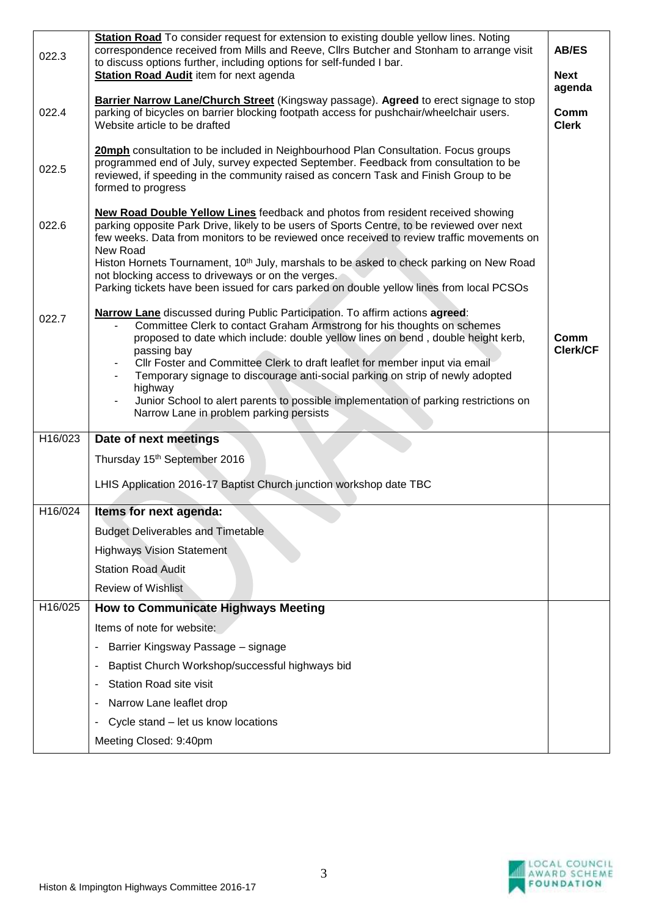| | | |
|---|---|---|
| 022.3 | **Station Road** To consider request for extension to existing double yellow lines. Noting correspondence received from Mills and Reeve, Cllrs Butcher and Stonham to arrange visit to discuss options further, including options for self-funded I bar.<br>**Station Road Audit** item for next agenda | **AB/ES**<br><br>**Next agenda** |
| 022.4 | **Barrier Narrow Lane/Church Street** (Kingsway passage). **Agreed** to erect signage to stop parking of bicycles on barrier blocking footpath access for pushchair/wheelchair users. Website article to be drafted | **Comm Clerk** |
| 022.5 | **20mph** consultation to be included in Neighbourhood Plan Consultation. Focus groups programmed end of July, survey expected September. Feedback from consultation to be reviewed, if speeding in the community raised as concern Task and Finish Group to be formed to progress | |
| 022.6 | **New Road Double Yellow Lines** feedback and photos from resident received showing parking opposite Park Drive, likely to be users of Sports Centre, to be reviewed over next few weeks. Data from monitors to be reviewed once received to review traffic movements on New Road<br>Histon Hornets Tournament, 10th July, marshals to be asked to check parking on New Road not blocking access to driveways or on the verges.<br>Parking tickets have been issued for cars parked on double yellow lines from local PCSOs | |
| 022.7 | **Narrow Lane** discussed during Public Participation. To affirm actions **agreed**:<br>- Committee Clerk to contact Graham Armstrong for his thoughts on schemes proposed to date which include: double yellow lines on bend , double height kerb, passing bay<br>- Cllr Foster and Committee Clerk to draft leaflet for member input via email<br>- Temporary signage to discourage anti-social parking on strip of newly adopted highway<br>- Junior School to alert parents to possible implementation of parking restrictions on Narrow Lane in problem parking persists | **Comm Clerk/CF** |
| H16/023 | **Date of next meetings**<br>Thursday 15th September 2016<br>LHIS Application 2016-17 Baptist Church junction workshop date TBC | |
| H16/024 | **Items for next agenda:**<br>Budget Deliverables and Timetable<br>Highways Vision Statement<br>Station Road Audit<br>Review of Wishlist | |
| H16/025 | **How to Communicate Highways Meeting**<br>Items of note for website:<br>- Barrier Kingsway Passage – signage<br>- Baptist Church Workshop/successful highways bid<br>- Station Road site visit<br>- Narrow Lane leaflet drop<br>- Cycle stand – let us know locations<br>Meeting Closed: 9:40pm | |